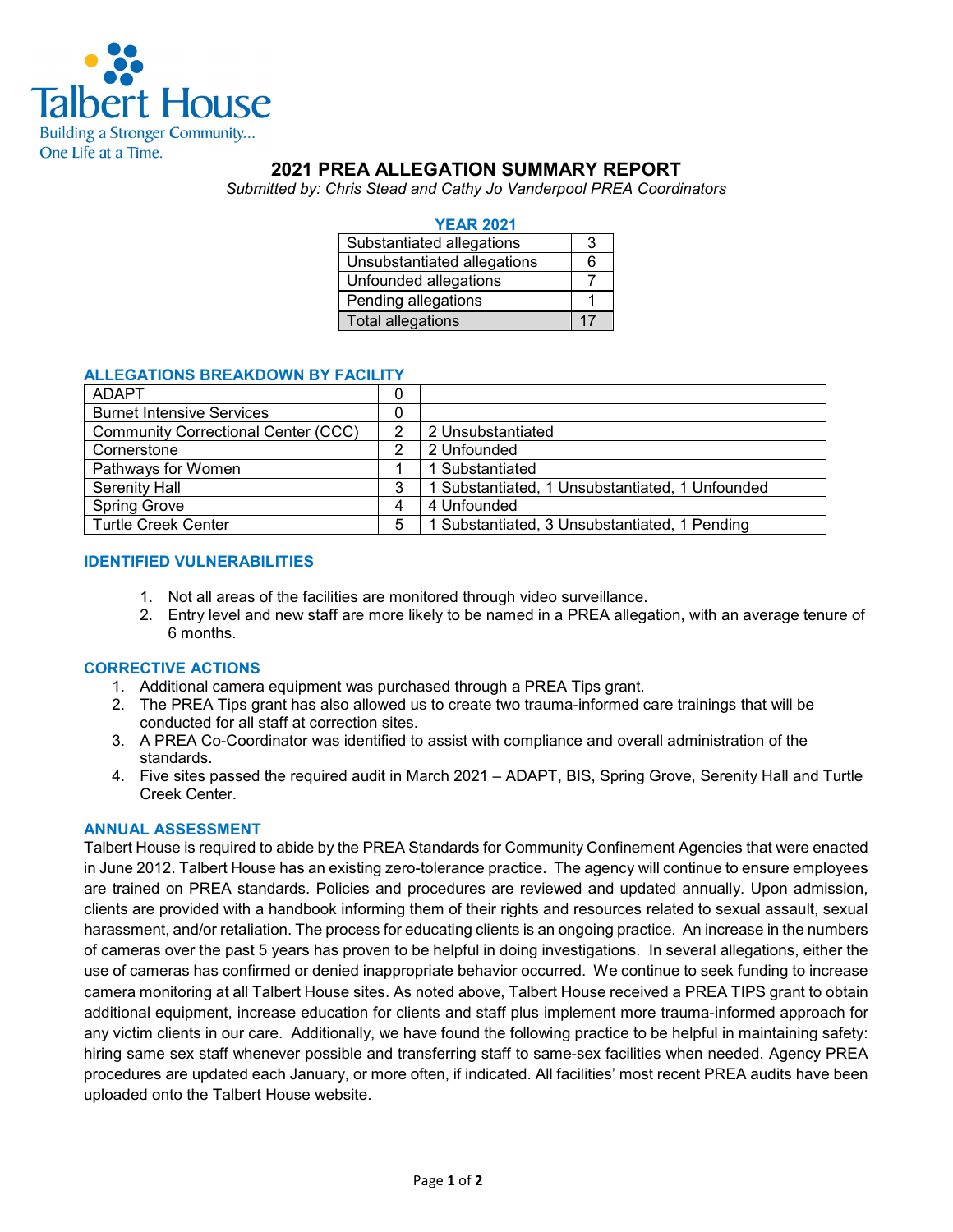Talbert House
Building a Stronger Community... One Life at a Time.

# 2021 PREA ALLEGATION SUMMARY REPORT

*Submitted by: Chris Stead and Cathy Jo Vanderpool PREA Coordinators*

**YEAR 2021**

| | |
|---|---|
| Substantiated allegations | 3 |
| Unsubstantiated allegations | 6 |
| Unfounded allegations | 7 |
| Pending allegations | 1 |
| Total allegations | 17 |

## ALLEGATIONS BREAKDOWN BY FACILITY

| | | |
|---|---|---|
| ADAPT | 0 | |
| Burnet Intensive Services | 0 | |
| Community Correctional Center (CCC) | 2 | 2 Unsubstantiated |
| Cornerstone | 2 | 2 Unfounded |
| Pathways for Women | 1 | 1 Substantiated |
| Serenity Hall | 3 | 1 Substantiated, 1 Unsubstantiated, 1 Unfounded |
| Spring Grove | 4 | 4 Unfounded |
| Turtle Creek Center | 5 | 1 Substantiated, 3 Unsubstantiated, 1 Pending |

## IDENTIFIED VULNERABILITIES

1. Not all areas of the facilities are monitored through video surveillance.
2. Entry level and new staff are more likely to be named in a PREA allegation, with an average tenure of 6 months.

## CORRECTIVE ACTIONS

1. Additional camera equipment was purchased through a PREA Tips grant.
2. The PREA Tips grant has also allowed us to create two trauma-informed care trainings that will be conducted for all staff at correction sites.
3. A PREA Co-Coordinator was identified to assist with compliance and overall administration of the standards.
4. Five sites passed the required audit in March 2021 – ADAPT, BIS, Spring Grove, Serenity Hall and Turtle Creek Center.

## ANNUAL ASSESSMENT

Talbert House is required to abide by the PREA Standards for Community Confinement Agencies that were enacted in June 2012. Talbert House has an existing zero-tolerance practice. The agency will continue to ensure employees are trained on PREA standards. Policies and procedures are reviewed and updated annually. Upon admission, clients are provided with a handbook informing them of their rights and resources related to sexual assault, sexual harassment, and/or retaliation. The process for educating clients is an ongoing practice. An increase in the numbers of cameras over the past 5 years has proven to be helpful in doing investigations. In several allegations, either the use of cameras has confirmed or denied inappropriate behavior occurred. We continue to seek funding to increase camera monitoring at all Talbert House sites. As noted above, Talbert House received a PREA TIPS grant to obtain additional equipment, increase education for clients and staff plus implement more trauma-informed approach for any victim clients in our care. Additionally, we have found the following practice to be helpful in maintaining safety: hiring same sex staff whenever possible and transferring staff to same-sex facilities when needed. Agency PREA procedures are updated each January, or more often, if indicated. All facilities' most recent PREA audits have been uploaded onto the Talbert House website.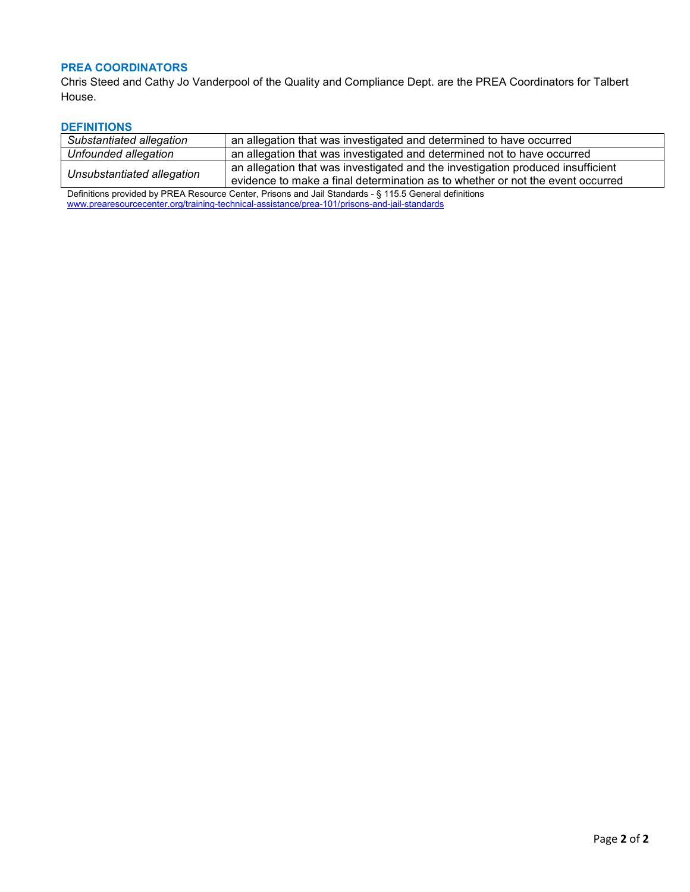## PREA COORDINATORS

Chris Steed and Cathy Jo Vanderpool of the Quality and Compliance Dept. are the PREA Coordinators for Talbert House.

## DEFINITIONS

| | |
|---|---|
| *Substantiated allegation* | an allegation that was investigated and determined to have occurred |
| *Unfounded allegation* | an allegation that was investigated and determined not to have occurred |
| *Unsubstantiated allegation* | an allegation that was investigated and the investigation produced insufficient evidence to make a final determination as to whether or not the event occurred |

Definitions provided by PREA Resource Center, Prisons and Jail Standards - § 115.5 General definitions
www.prearesourcecenter.org/training-technical-assistance/prea-101/prisons-and-jail-standards